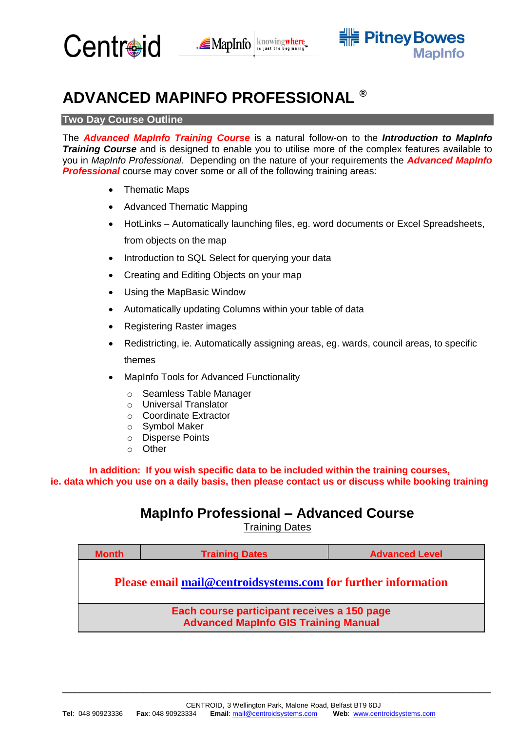Centroid MapInfo knowingwhere is just the beginning Pitney Bowes MapInfo

# ADVANCED MAPINFO PROFESSIONAL ®

## Two Day Course Outline

The ***Advanced MapInfo Training Course*** is a natural follow-on to the ***Introduction to MapInfo Training Course*** and is designed to enable you to utilise more of the complex features available to you in *MapInfo Professional*. Depending on the nature of your requirements the ***Advanced MapInfo Professional*** course may cover some or all of the following training areas:

- Thematic Maps
- Advanced Thematic Mapping
- HotLinks – Automatically launching files, eg. word documents or Excel Spreadsheets, from objects on the map
- Introduction to SQL Select for querying your data
- Creating and Editing Objects on your map
- Using the MapBasic Window
- Automatically updating Columns within your table of data
- Registering Raster images
- Redistricting, ie. Automatically assigning areas, eg. wards, council areas, to specific themes
- MapInfo Tools for Advanced Functionality
  - Seamless Table Manager
  - Universal Translator
  - Coordinate Extractor
  - Symbol Maker
  - Disperse Points
  - Other

**In addition: If you wish specific data to be included within the training courses, ie. data which you use on a daily basis, then please contact us or discuss while booking training**

## MapInfo Professional – Advanced Course

Training Dates

| Month | Training Dates | Advanced Level |
|---|---|---|
| **Please email mail@centroidsystems.com for further information** | | |
| **Each course participant receives a 150 page Advanced MapInfo GIS Training Manual** | | |

CENTROID, 3 Wellington Park, Malone Road, Belfast BT9 6DJ
**Tel**: 048 90923336 **Fax**: 048 90923334 **Email**: mail@centroidsystems.com **Web**: www.centroidsystems.com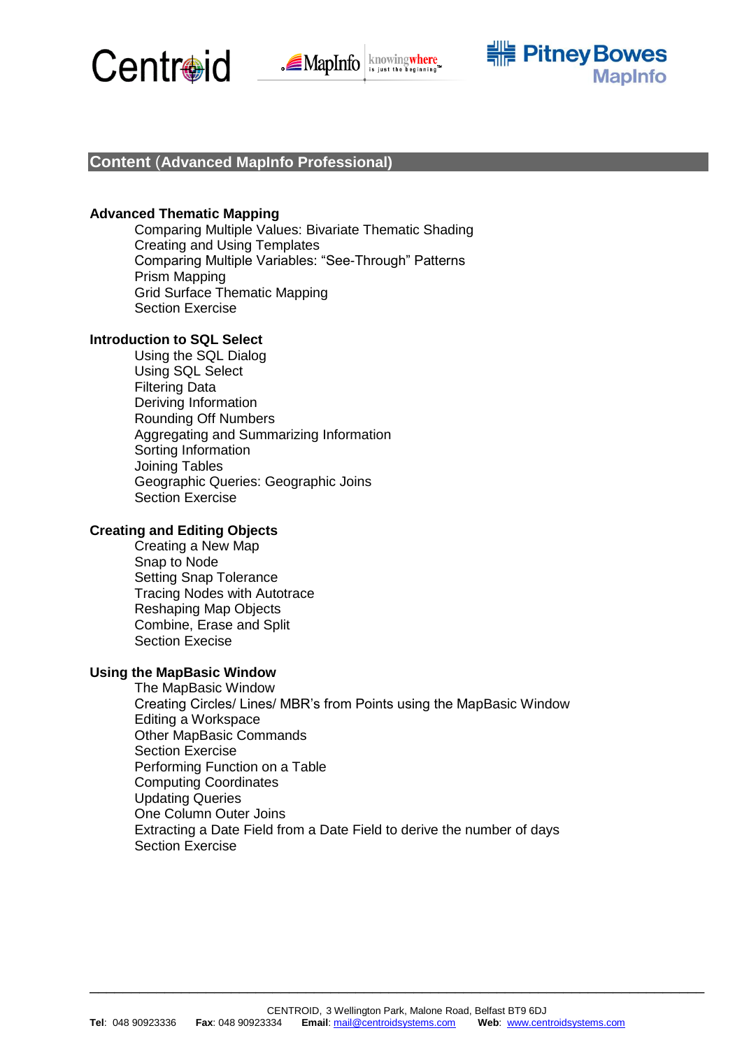## Content (Advanced MapInfo Professional)

### Advanced Thematic Mapping

- Comparing Multiple Values: Bivariate Thematic Shading
- Creating and Using Templates
- Comparing Multiple Variables: "See-Through" Patterns
- Prism Mapping
- Grid Surface Thematic Mapping
- Section Exercise

### Introduction to SQL Select

- Using the SQL Dialog
- Using SQL Select
- Filtering Data
- Deriving Information
- Rounding Off Numbers
- Aggregating and Summarizing Information
- Sorting Information
- Joining Tables
- Geographic Queries: Geographic Joins
- Section Exercise

### Creating and Editing Objects

- Creating a New Map
- Snap to Node
- Setting Snap Tolerance
- Tracing Nodes with Autotrace
- Reshaping Map Objects
- Combine, Erase and Split
- Section Execise

### Using the MapBasic Window

- The MapBasic Window
- Creating Circles/ Lines/ MBR's from Points using the MapBasic Window
- Editing a Workspace
- Other MapBasic Commands
- Section Exercise
- Performing Function on a Table
- Computing Coordinates
- Updating Queries
- One Column Outer Joins
- Extracting a Date Field from a Date Field to derive the number of days
- Section Exercise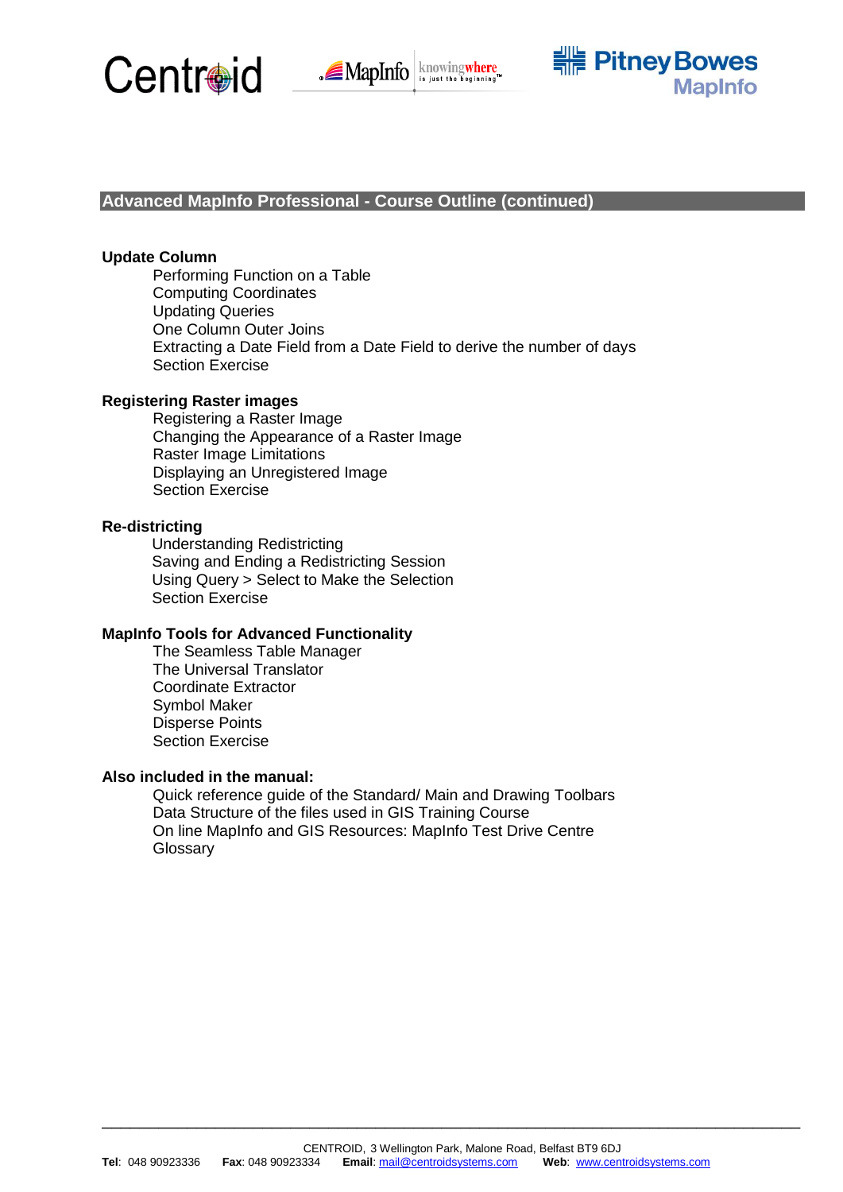## Advanced MapInfo Professional - Course Outline (continued)

**Update Column**

- Performing Function on a Table
- Computing Coordinates
- Updating Queries
- One Column Outer Joins
- Extracting a Date Field from a Date Field to derive the number of days
- Section Exercise

**Registering Raster images**

- Registering a Raster Image
- Changing the Appearance of a Raster Image
- Raster Image Limitations
- Displaying an Unregistered Image
- Section Exercise

**Re-districting**

- Understanding Redistricting
- Saving and Ending a Redistricting Session
- Using Query > Select to Make the Selection
- Section Exercise

**MapInfo Tools for Advanced Functionality**

- The Seamless Table Manager
- The Universal Translator
- Coordinate Extractor
- Symbol Maker
- Disperse Points
- Section Exercise

**Also included in the manual:**

- Quick reference guide of the Standard/ Main and Drawing Toolbars
- Data Structure of the files used in GIS Training Course
- On line MapInfo and GIS Resources: MapInfo Test Drive Centre
- Glossary